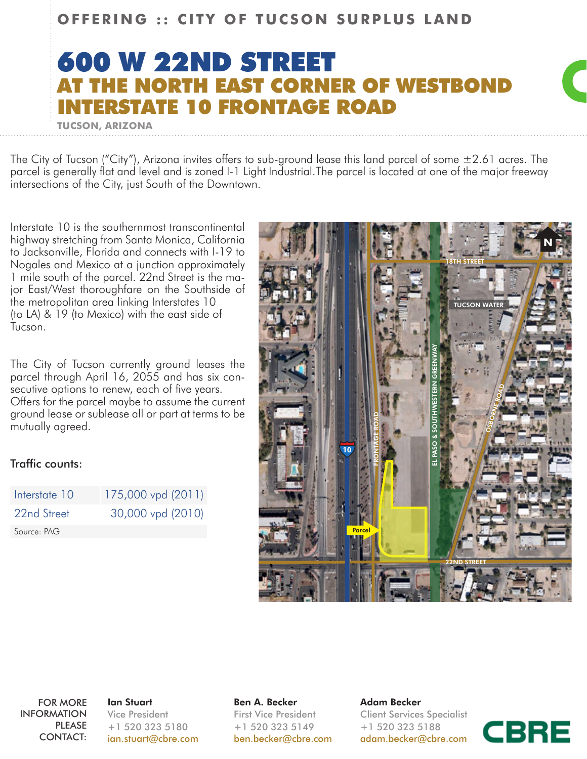**OFFERING :: CITY OF TUCSON SURPLUS LAND**

# 600 W 22ND STREET

## AT THE NORTH EAST CORNER OF WESTBOND INTERSTATE 10 FRONTAGE ROAD

**TUCSON, ARIZONA**

The City of Tucson ("City"), Arizona invites offers to sub-ground lease this land parcel of some ±2.61 acres. The parcel is generally flat and level and is zoned I-1 Light Industrial.The parcel is located at one of the major freeway intersections of the City, just South of the Downtown.

Interstate 10 is the southernmost transcontinental highway stretching from Santa Monica, California to Jacksonville, Florida and connects with I-19 to Nogales and Mexico at a junction approximately 1 mile south of the parcel. 22nd Street is the major East/West thoroughfare on the Southside of the metropolitan area linking Interstates 10 (to LA) & 19 (to Mexico) with the east side of Tucson.

The City of Tucson currently ground leases the parcel through April 16, 2055 and has six consecutive options to renew, each of five years. Offers for the parcel maybe to assume the current ground lease or sublease all or part at terms to be mutually agreed.

Traffic counts:

| | |
|---|---|
| Interstate 10 | 175,000 vpd (2011) |
| 22nd Street | 30,000 vpd (2010) |
| Source: PAG | |

FOR MORE INFORMATION PLEASE CONTACT:

**Ian Stuart**
Vice President
+1 520 323 5180
ian.stuart@cbre.com

**Ben A. Becker**
First Vice President
+1 520 323 5149
ben.becker@cbre.com

**Adam Becker**
Client Services Specialist
+1 520 323 5188
adam.becker@cbre.com

CBRE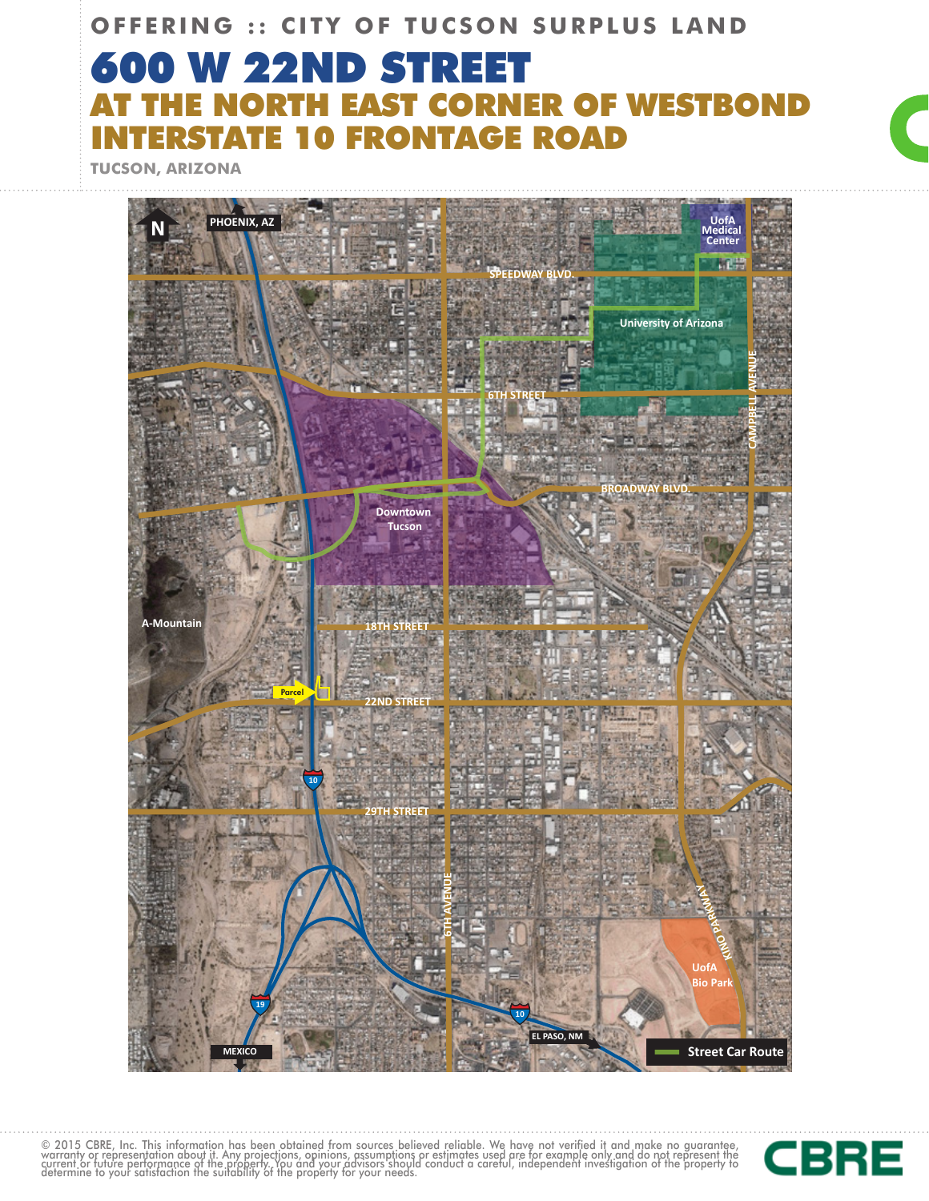OFFERING :: CITY OF TUCSON SURPLUS LAND

# 600 W 22ND STREET

## AT THE NORTH EAST CORNER OF WESTBOND INTERSTATE 10 FRONTAGE ROAD

TUCSON, ARIZONA

N
PHOENIX, AZ
UofA Medical Center
SPEEDWAY BLVD.
University of Arizona
6TH STREET
CAMPBELL AVENUE
BROADWAY BLVD.
Downtown Tucson
A-Mountain
18TH STREET
Parcel
22ND STREET
10
29TH STREET
6TH AVENUE
KINO PARKWAY
UofA Bio Park
19
10
MEXICO
EL PASO, NM
Street Car Route

© 2015 CBRE, Inc. This information has been obtained from sources believed reliable. We have not verified it and make no guarantee, warranty or representation about it. Any projections, opinions, assumptions or estimates used are for example only and do not represent the current or future performance of the property. You and your advisors should conduct a careful, independent investigation of the property to determine to your satisfaction the suitability of the property for your needs.

CBRE